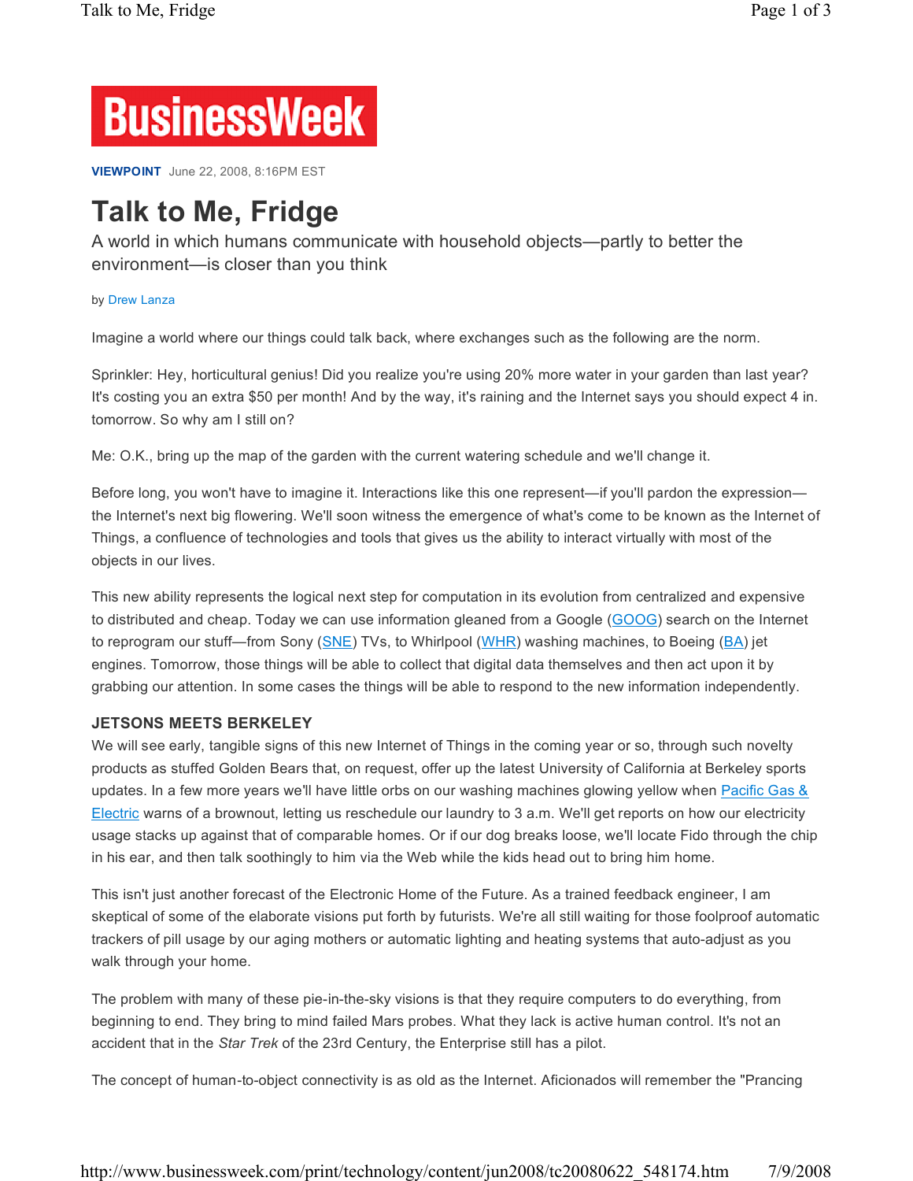BusinessWeek

**VIEWPOINT** June 22, 2008, 8:16PM EST

# Talk to Me, Fridge

A world in which humans communicate with household objects—partly to better the environment—is closer than you think

by Drew Lanza

Imagine a world where our things could talk back, where exchanges such as the following are the norm.

Sprinkler: Hey, horticultural genius! Did you realize you're using 20% more water in your garden than last year? It's costing you an extra $50 per month! And by the way, it's raining and the Internet says you should expect 4 in. tomorrow. So why am I still on?

Me: O.K., bring up the map of the garden with the current watering schedule and we'll change it.

Before long, you won't have to imagine it. Interactions like this one represent—if you'll pardon the expression—the Internet's next big flowering. We'll soon witness the emergence of what's come to be known as the Internet of Things, a confluence of technologies and tools that gives us the ability to interact virtually with most of the objects in our lives.

This new ability represents the logical next step for computation in its evolution from centralized and expensive to distributed and cheap. Today we can use information gleaned from a Google (GOOG) search on the Internet to reprogram our stuff—from Sony (SNE) TVs, to Whirlpool (WHR) washing machines, to Boeing (BA) jet engines. Tomorrow, those things will be able to collect that digital data themselves and then act upon it by grabbing our attention. In some cases the things will be able to respond to the new information independently.

### JETSONS MEETS BERKELEY

We will see early, tangible signs of this new Internet of Things in the coming year or so, through such novelty products as stuffed Golden Bears that, on request, offer up the latest University of California at Berkeley sports updates. In a few more years we'll have little orbs on our washing machines glowing yellow when Pacific Gas & Electric warns of a brownout, letting us reschedule our laundry to 3 a.m. We'll get reports on how our electricity usage stacks up against that of comparable homes. Or if our dog breaks loose, we'll locate Fido through the chip in his ear, and then talk soothingly to him via the Web while the kids head out to bring him home.

This isn't just another forecast of the Electronic Home of the Future. As a trained feedback engineer, I am skeptical of some of the elaborate visions put forth by futurists. We're all still waiting for those foolproof automatic trackers of pill usage by our aging mothers or automatic lighting and heating systems that auto-adjust as you walk through your home.

The problem with many of these pie-in-the-sky visions is that they require computers to do everything, from beginning to end. They bring to mind failed Mars probes. What they lack is active human control. It's not an accident that in the *Star Trek* of the 23rd Century, the Enterprise still has a pilot.

The concept of human-to-object connectivity is as old as the Internet. Aficionados will remember the "Prancing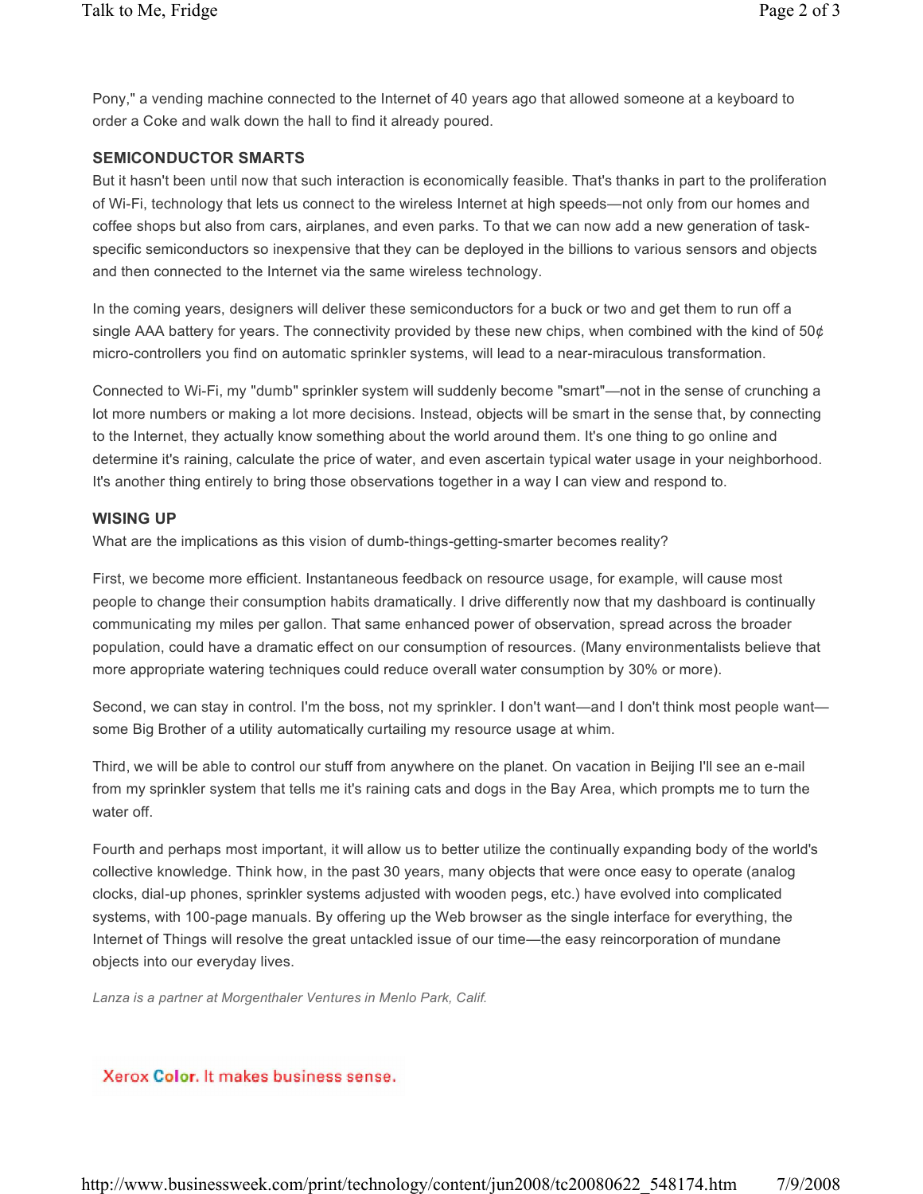Pony," a vending machine connected to the Internet of 40 years ago that allowed someone at a keyboard to order a Coke and walk down the hall to find it already poured.

## SEMICONDUCTOR SMARTS

But it hasn't been until now that such interaction is economically feasible. That's thanks in part to the proliferation of Wi-Fi, technology that lets us connect to the wireless Internet at high speeds—not only from our homes and coffee shops but also from cars, airplanes, and even parks. To that we can now add a new generation of task-specific semiconductors so inexpensive that they can be deployed in the billions to various sensors and objects and then connected to the Internet via the same wireless technology.

In the coming years, designers will deliver these semiconductors for a buck or two and get them to run off a single AAA battery for years. The connectivity provided by these new chips, when combined with the kind of 50¢ micro-controllers you find on automatic sprinkler systems, will lead to a near-miraculous transformation.

Connected to Wi-Fi, my "dumb" sprinkler system will suddenly become "smart"—not in the sense of crunching a lot more numbers or making a lot more decisions. Instead, objects will be smart in the sense that, by connecting to the Internet, they actually know something about the world around them. It's one thing to go online and determine it's raining, calculate the price of water, and even ascertain typical water usage in your neighborhood. It's another thing entirely to bring those observations together in a way I can view and respond to.

## WISING UP

What are the implications as this vision of dumb-things-getting-smarter becomes reality?

First, we become more efficient. Instantaneous feedback on resource usage, for example, will cause most people to change their consumption habits dramatically. I drive differently now that my dashboard is continually communicating my miles per gallon. That same enhanced power of observation, spread across the broader population, could have a dramatic effect on our consumption of resources. (Many environmentalists believe that more appropriate watering techniques could reduce overall water consumption by 30% or more).

Second, we can stay in control. I'm the boss, not my sprinkler. I don't want—and I don't think most people want—some Big Brother of a utility automatically curtailing my resource usage at whim.

Third, we will be able to control our stuff from anywhere on the planet. On vacation in Beijing I'll see an e-mail from my sprinkler system that tells me it's raining cats and dogs in the Bay Area, which prompts me to turn the water off.

Fourth and perhaps most important, it will allow us to better utilize the continually expanding body of the world's collective knowledge. Think how, in the past 30 years, many objects that were once easy to operate (analog clocks, dial-up phones, sprinkler systems adjusted with wooden pegs, etc.) have evolved into complicated systems, with 100-page manuals. By offering up the Web browser as the single interface for everything, the Internet of Things will resolve the great untackled issue of our time—the easy reincorporation of mundane objects into our everyday lives.

*Lanza is a partner at Morgenthaler Ventures in Menlo Park, Calif.*

Xerox Color. It makes business sense.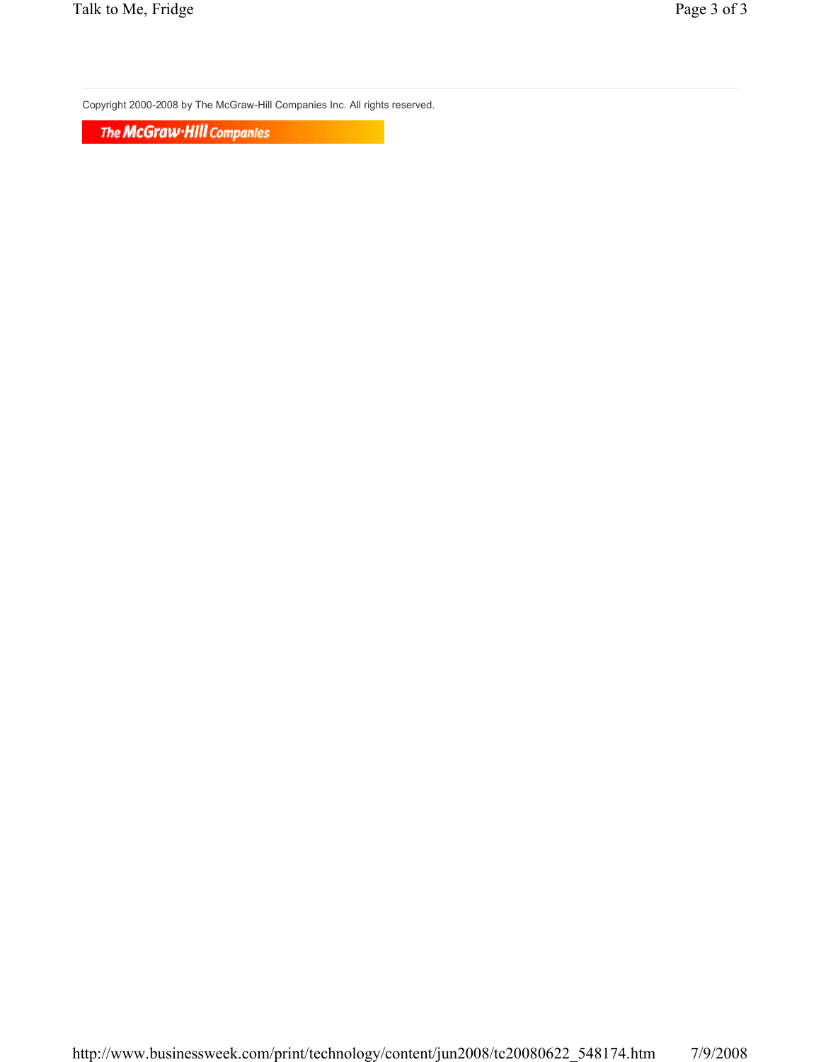Copyright 2000-2008 by The McGraw-Hill Companies Inc. All rights reserved.

The McGraw-Hill Companies